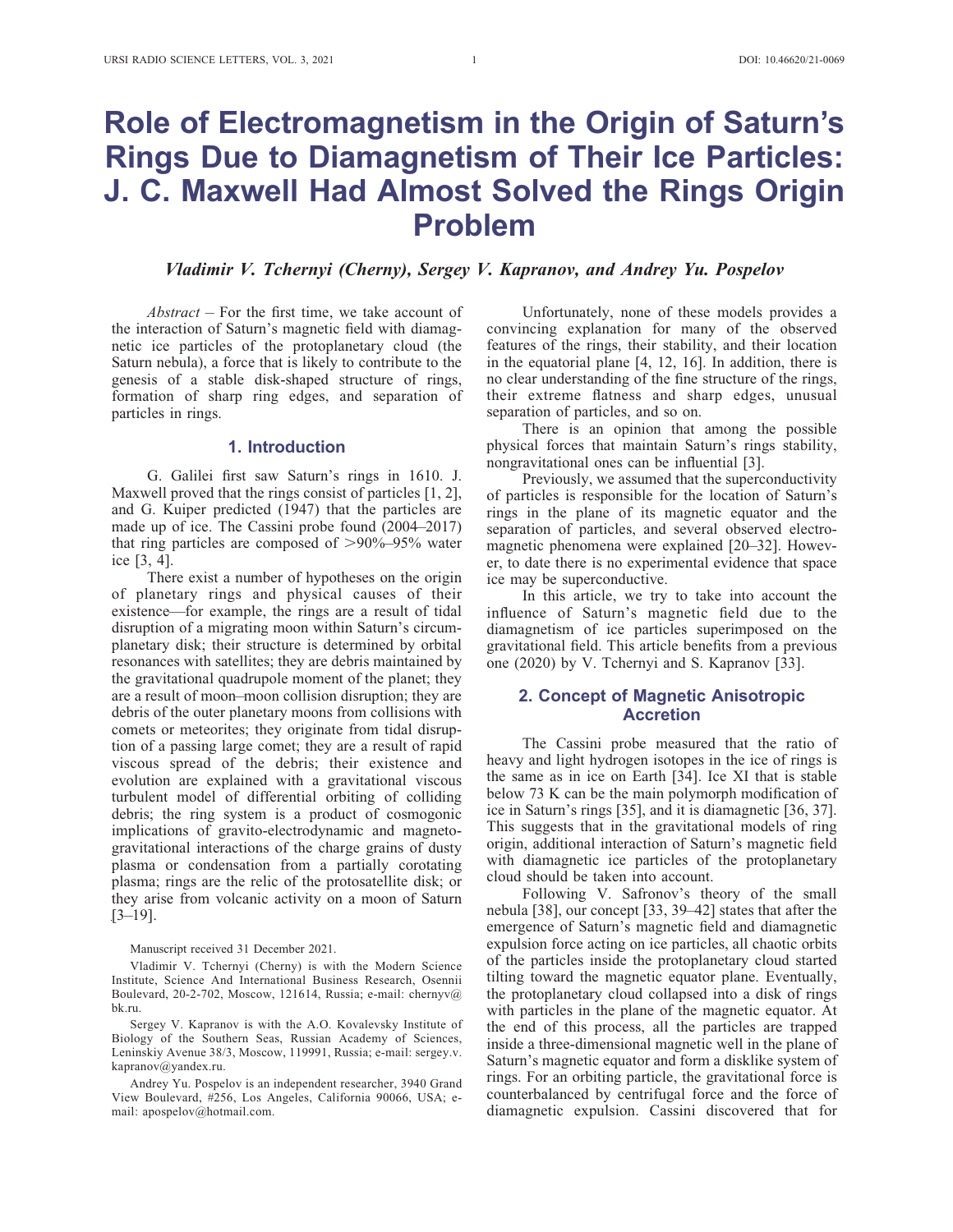# Role of Electromagnetism in the Origin of Saturn's Rings Due to Diamagnetism of Their Ice Particles: J. C. Maxwell Had Almost Solved the Rings Origin Problem

***Vladimir V. Tchernyi (Cherny), Sergey V. Kapranov, and Andrey Yu. Pospelov***

*Abstract* – For the first time, we take account of the interaction of Saturn's magnetic field with diamagnetic ice particles of the protoplanetary cloud (the Saturn nebula), a force that is likely to contribute to the genesis of a stable disk-shaped structure of rings, formation of sharp ring edges, and separation of particles in rings.

## 1. Introduction

G. Galilei first saw Saturn's rings in 1610. J. Maxwell proved that the rings consist of particles [1, 2], and G. Kuiper predicted (1947) that the particles are made up of ice. The Cassini probe found (2004–2017) that ring particles are composed of >90%–95% water ice [3, 4].

There exist a number of hypotheses on the origin of planetary rings and physical causes of their existence—for example, the rings are a result of tidal disruption of a migrating moon within Saturn's circumplanetary disk; their structure is determined by orbital resonances with satellites; they are debris maintained by the gravitational quadrupole moment of the planet; they are a result of moon–moon collision disruption; they are debris of the outer planetary moons from collisions with comets or meteorites; they originate from tidal disruption of a passing large comet; they are a result of rapid viscous spread of the debris; their existence and evolution are explained with a gravitational viscous turbulent model of differential orbiting of colliding debris; the ring system is a product of cosmogonic implications of gravito-electrodynamic and magneto-gravitational interactions of the charge grains of dusty plasma or condensation from a partially corotating plasma; rings are the relic of the protosatellite disk; or they arise from volcanic activity on a moon of Saturn [3–19].

Manuscript received 31 December 2021.

Vladimir V. Tchernyi (Cherny) is with the Modern Science Institute, Science And International Business Research, Osennii Boulevard, 20-2-702, Moscow, 121614, Russia; e-mail: chernyv@bk.ru.

Sergey V. Kapranov is with the A.O. Kovalevsky Institute of Biology of the Southern Seas, Russian Academy of Sciences, Leninskiy Avenue 38/3, Moscow, 119991, Russia; e-mail: sergey.v.kapranov@yandex.ru.

Andrey Yu. Pospelov is an independent researcher, 3940 Grand View Boulevard, #256, Los Angeles, California 90066, USA; e-mail: apospelov@hotmail.com.

Unfortunately, none of these models provides a convincing explanation for many of the observed features of the rings, their stability, and their location in the equatorial plane [4, 12, 16]. In addition, there is no clear understanding of the fine structure of the rings, their extreme flatness and sharp edges, unusual separation of particles, and so on.

There is an opinion that among the possible physical forces that maintain Saturn's rings stability, nongravitational ones can be influential [3].

Previously, we assumed that the superconductivity of particles is responsible for the location of Saturn's rings in the plane of its magnetic equator and the separation of particles, and several observed electromagnetic phenomena were explained [20–32]. However, to date there is no experimental evidence that space ice may be superconductive.

In this article, we try to take into account the influence of Saturn's magnetic field due to the diamagnetism of ice particles superimposed on the gravitational field. This article benefits from a previous one (2020) by V. Tchernyi and S. Kapranov [33].

## 2. Concept of Magnetic Anisotropic Accretion

The Cassini probe measured that the ratio of heavy and light hydrogen isotopes in the ice of rings is the same as in ice on Earth [34]. Ice XI that is stable below 73 K can be the main polymorph modification of ice in Saturn's rings [35], and it is diamagnetic [36, 37]. This suggests that in the gravitational models of ring origin, additional interaction of Saturn's magnetic field with diamagnetic ice particles of the protoplanetary cloud should be taken into account.

Following V. Safronov's theory of the small nebula [38], our concept [33, 39–42] states that after the emergence of Saturn's magnetic field and diamagnetic expulsion force acting on ice particles, all chaotic orbits of the particles inside the protoplanetary cloud started tilting toward the magnetic equator plane. Eventually, the protoplanetary cloud collapsed into a disk of rings with particles in the plane of the magnetic equator. At the end of this process, all the particles are trapped inside a three-dimensional magnetic well in the plane of Saturn's magnetic equator and form a disklike system of rings. For an orbiting particle, the gravitational force is counterbalanced by centrifugal force and the force of diamagnetic expulsion. Cassini discovered that for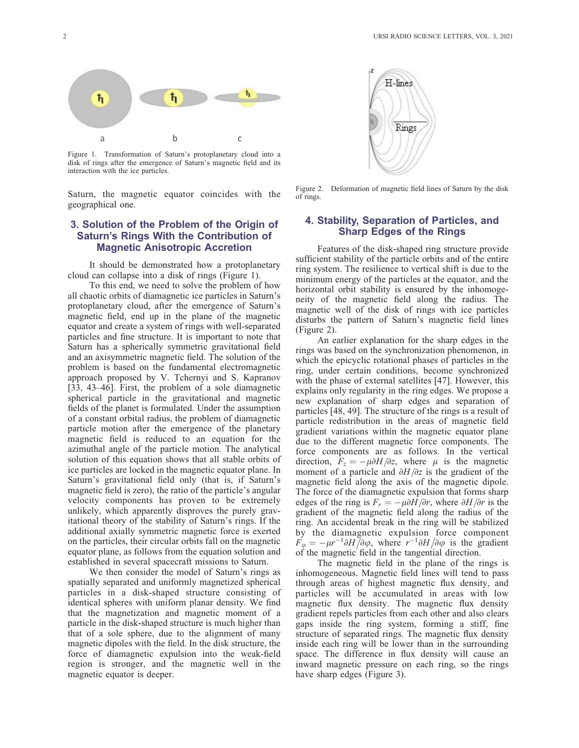Figure 1. Transformation of Saturn's protoplanetary cloud into a disk of rings after the emergence of Saturn's magnetic field and its interaction with the ice particles.

Saturn, the magnetic equator coincides with the geographical one.

## 3. Solution of the Problem of the Origin of Saturn's Rings With the Contribution of Magnetic Anisotropic Accretion

It should be demonstrated how a protoplanetary cloud can collapse into a disk of rings (Figure 1).

To this end, we need to solve the problem of how all chaotic orbits of diamagnetic ice particles in Saturn's protoplanetary cloud, after the emergence of Saturn's magnetic field, end up in the plane of the magnetic equator and create a system of rings with well-separated particles and fine structure. It is important to note that Saturn has a spherically symmetric gravitational field and an axisymmetric magnetic field. The solution of the problem is based on the fundamental electromagnetic approach proposed by V. Tchernyi and S. Kapranov [33, 43–46]. First, the problem of a sole diamagnetic spherical particle in the gravitational and magnetic fields of the planet is formulated. Under the assumption of a constant orbital radius, the problem of diamagnetic particle motion after the emergence of the planetary magnetic field is reduced to an equation for the azimuthal angle of the particle motion. The analytical solution of this equation shows that all stable orbits of ice particles are locked in the magnetic equator plane. In Saturn's gravitational field only (that is, if Saturn's magnetic field is zero), the ratio of the particle's angular velocity components has proven to be extremely unlikely, which apparently disproves the purely gravitational theory of the stability of Saturn's rings. If the additional axially symmetric magnetic force is exerted on the particles, their circular orbits fall on the magnetic equator plane, as follows from the equation solution and established in several spacecraft missions to Saturn.

We then consider the model of Saturn's rings as spatially separated and uniformly magnetized spherical particles in a disk-shaped structure consisting of identical spheres with uniform planar density. We find that the magnetization and magnetic moment of a particle in the disk-shaped structure is much higher than that of a sole sphere, due to the alignment of many magnetic dipoles with the field. In the disk structure, the force of diamagnetic expulsion into the weak-field region is stronger, and the magnetic well in the magnetic equator is deeper.

Figure 2. Deformation of magnetic field lines of Saturn by the disk of rings.

## 4. Stability, Separation of Particles, and Sharp Edges of the Rings

Features of the disk-shaped ring structure provide sufficient stability of the particle orbits and of the entire ring system. The resilience to vertical shift is due to the minimum energy of the particles at the equator, and the horizontal orbit stability is ensured by the inhomogeneity of the magnetic field along the radius. The magnetic well of the disk of rings with ice particles disturbs the pattern of Saturn's magnetic field lines (Figure 2).

An earlier explanation for the sharp edges in the rings was based on the synchronization phenomenon, in which the epicyclic rotational phases of particles in the ring, under certain conditions, become synchronized with the phase of external satellites [47]. However, this explains only regularity in the ring edges. We propose a new explanation of sharp edges and separation of particles [48, 49]. The structure of the rings is a result of particle redistribution in the areas of magnetic field gradient variations within the magnetic equator plane due to the different magnetic force components. The force components are as follows. In the vertical direction, $F_z = -\mu \partial H / \partial z$, where $\mu$ is the magnetic moment of a particle and $\partial H / \partial z$ is the gradient of the magnetic field along the axis of the magnetic dipole. The force of the diamagnetic expulsion that forms sharp edges of the ring is $F_r = -\mu \partial H / \partial r$, where $\partial H / \partial r$ is the gradient of the magnetic field along the radius of the ring. An accidental break in the ring will be stabilized by the diamagnetic expulsion force component $F_\varphi = -\mu r^{-1} \partial H / \partial \varphi$, where $r^{-1} \partial H / \partial \varphi$ is the gradient of the magnetic field in the tangential direction.

The magnetic field in the plane of the rings is inhomogeneous. Magnetic field lines will tend to pass through areas of highest magnetic flux density, and particles will be accumulated in areas with low magnetic flux density. The magnetic flux density gradient repels particles from each other and also clears gaps inside the ring system, forming a stiff, fine structure of separated rings. The magnetic flux density inside each ring will be lower than in the surrounding space. The difference in flux density will cause an inward magnetic pressure on each ring, so the rings have sharp edges (Figure 3).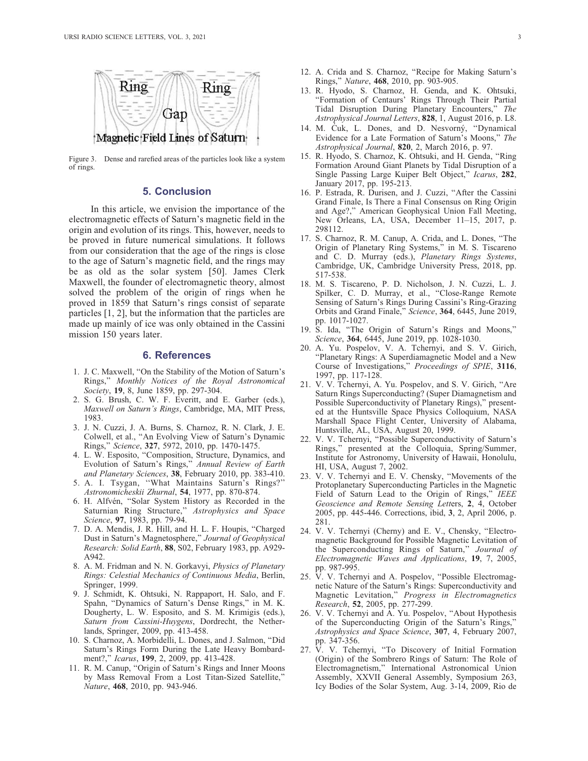Figure 3. Dense and rarefied areas of the particles look like a system of rings.

## 5. Conclusion

In this article, we envision the importance of the electromagnetic effects of Saturn's magnetic field in the origin and evolution of its rings. This, however, needs to be proved in future numerical simulations. It follows from our consideration that the age of the rings is close to the age of Saturn's magnetic field, and the rings may be as old as the solar system [50]. James Clerk Maxwell, the founder of electromagnetic theory, almost solved the problem of the origin of rings when he proved in 1859 that Saturn's rings consist of separate particles [1, 2], but the information that the particles are made up mainly of ice was only obtained in the Cassini mission 150 years later.

## 6. References

1. J. C. Maxwell, "On the Stability of the Motion of Saturn's Rings," *Monthly Notices of the Royal Astronomical Society*, **19**, 8, June 1859, pp. 297-304.
2. S. G. Brush, C. W. F. Everitt, and E. Garber (eds.), *Maxwell on Saturn's Rings*, Cambridge, MA, MIT Press, 1983.
3. J. N. Cuzzi, J. A. Burns, S. Charnoz, R. N. Clark, J. E. Colwell, et al., "An Evolving View of Saturn's Dynamic Rings," *Science*, **327**, 5972, 2010, pp. 1470-1475.
4. L. W. Esposito, "Composition, Structure, Dynamics, and Evolution of Saturn's Rings," *Annual Review of Earth and Planetary Sciences*, **38**, February 2010, pp. 383-410.
5. A. I. Tsygan, "What Maintains Saturn's Rings?" *Astronomicheskii Zhurnal*, **54**, 1977, pp. 870-874.
6. H. Alfvén, "Solar System History as Recorded in the Saturnian Ring Structure," *Astrophysics and Space Science*, **97**, 1983, pp. 79-94.
7. D. A. Mendis, J. R. Hill, and H. L. F. Houpis, "Charged Dust in Saturn's Magnetosphere," *Journal of Geophysical Research: Solid Earth*, **88**, S02, February 1983, pp. A929-A942.
8. A. M. Fridman and N. N. Gorkavyi, *Physics of Planetary Rings: Celestial Mechanics of Continuous Media*, Berlin, Springer, 1999.
9. J. Schmidt, K. Ohtsuki, N. Rappaport, H. Salo, and F. Spahn, "Dynamics of Saturn's Dense Rings," in M. K. Dougherty, L. W. Esposito, and S. M. Krimigis (eds.), *Saturn from Cassini-Huygens*, Dordrecht, the Netherlands, Springer, 2009, pp. 413-458.
10. S. Charnoz, A. Morbidelli, L. Dones, and J. Salmon, "Did Saturn's Rings Form During the Late Heavy Bombardment?," *Icarus*, **199**, 2, 2009, pp. 413-428.
11. R. M. Canup, "Origin of Saturn's Rings and Inner Moons by Mass Removal From a Lost Titan-Sized Satellite," *Nature*, **468**, 2010, pp. 943-946.
12. A. Crida and S. Charnoz, "Recipe for Making Saturn's Rings," *Nature*, **468**, 2010, pp. 903-905.
13. R. Hyodo, S. Charnoz, H. Genda, and K. Ohtsuki, "Formation of Centaurs' Rings Through Their Partial Tidal Disruption During Planetary Encounters," *The Astrophysical Journal Letters*, **828**, 1, August 2016, p. L8.
14. M. Ćuk, L. Dones, and D. Nesvorný, "Dynamical Evidence for a Late Formation of Saturn's Moons," *The Astrophysical Journal*, **820**, 2, March 2016, p. 97.
15. R. Hyodo, S. Charnoz, K. Ohtsuki, and H. Genda, "Ring Formation Around Giant Planets by Tidal Disruption of a Single Passing Large Kuiper Belt Object," *Icarus*, **282**, January 2017, pp. 195-213.
16. P. Estrada, R. Durisen, and J. Cuzzi, "After the Cassini Grand Finale, Is There a Final Consensus on Ring Origin and Age?," American Geophysical Union Fall Meeting, New Orleans, LA, USA, December 11–15, 2017, p. 298112.
17. S. Charnoz, R. M. Canup, A. Crida, and L. Dones, "The Origin of Planetary Ring Systems," in M. S. Tiscareno and C. D. Murray (eds.), *Planetary Rings Systems*, Cambridge, UK, Cambridge University Press, 2018, pp. 517-538.
18. M. S. Tiscareno, P. D. Nicholson, J. N. Cuzzi, L. J. Spilker, C. D. Murray, et al., "Close-Range Remote Sensing of Saturn's Rings During Cassini's Ring-Grazing Orbits and Grand Finale," *Science*, **364**, 6445, June 2019, pp. 1017-1027.
19. S. Ida, "The Origin of Saturn's Rings and Moons," *Science*, **364**, 6445, June 2019, pp. 1028-1030.
20. A. Yu. Pospelov, V. A. Tchernyi, and S. V. Girich, "Planetary Rings: A Superdiamagnetic Model and a New Course of Investigations," *Proceedings of SPIE*, **3116**, 1997, pp. 117-128.
21. V. V. Tchernyi, A. Yu. Pospelov, and S. V. Girich, "Are Saturn Rings Superconducting? (Super Diamagnetism and Possible Superconductivity of Planetary Rings)," presented at the Huntsville Space Physics Colloquium, NASA Marshall Space Flight Center, University of Alabama, Huntsville, AL, USA, August 20, 1999.
22. V. V. Tchernyi, "Possible Superconductivity of Saturn's Rings," presented at the Colloquia, Spring/Summer, Institute for Astronomy, University of Hawaii, Honolulu, HI, USA, August 7, 2002.
23. V. V. Tchernyi and E. V. Chensky, "Movements of the Protoplanetary Superconducting Particles in the Magnetic Field of Saturn Lead to the Origin of Rings," *IEEE Geoscience and Remote Sensing Lett*ers, **2**, 4, October 2005, pp. 445-446. Corrections, ibid, **3**, 2, April 2006, p. 281.
24. V. V. Tchernyi (Cherny) and E. V., Chensky, "Electromagnetic Background for Possible Magnetic Levitation of the Superconducting Rings of Saturn," *Journal of Electromagnetic Waves and Applications*, **19**, 7, 2005, pp. 987-995.
25. V. V. Tchernyi and A. Pospelov, "Possible Electromagnetic Nature of the Saturn's Rings: Superconductivity and Magnetic Levitation," *Progress in Electromagnetics Research*, **52**, 2005, pp. 277-299.
26. V. V. Tchernyi and A. Yu. Pospelov, "About Hypothesis of the Superconducting Origin of the Saturn's Rings," *Astrophysics and Space Science*, **307**, 4, February 2007, pp. 347-356.
27. V. V. Tchernyi, "To Discovery of Initial Formation (Origin) of the Sombrero Rings of Saturn: The Role of Electromagnetism," International Astronomical Union Assembly, XXVII General Assembly, Symposium 263, Icy Bodies of the Solar System, Aug. 3-14, 2009, Rio de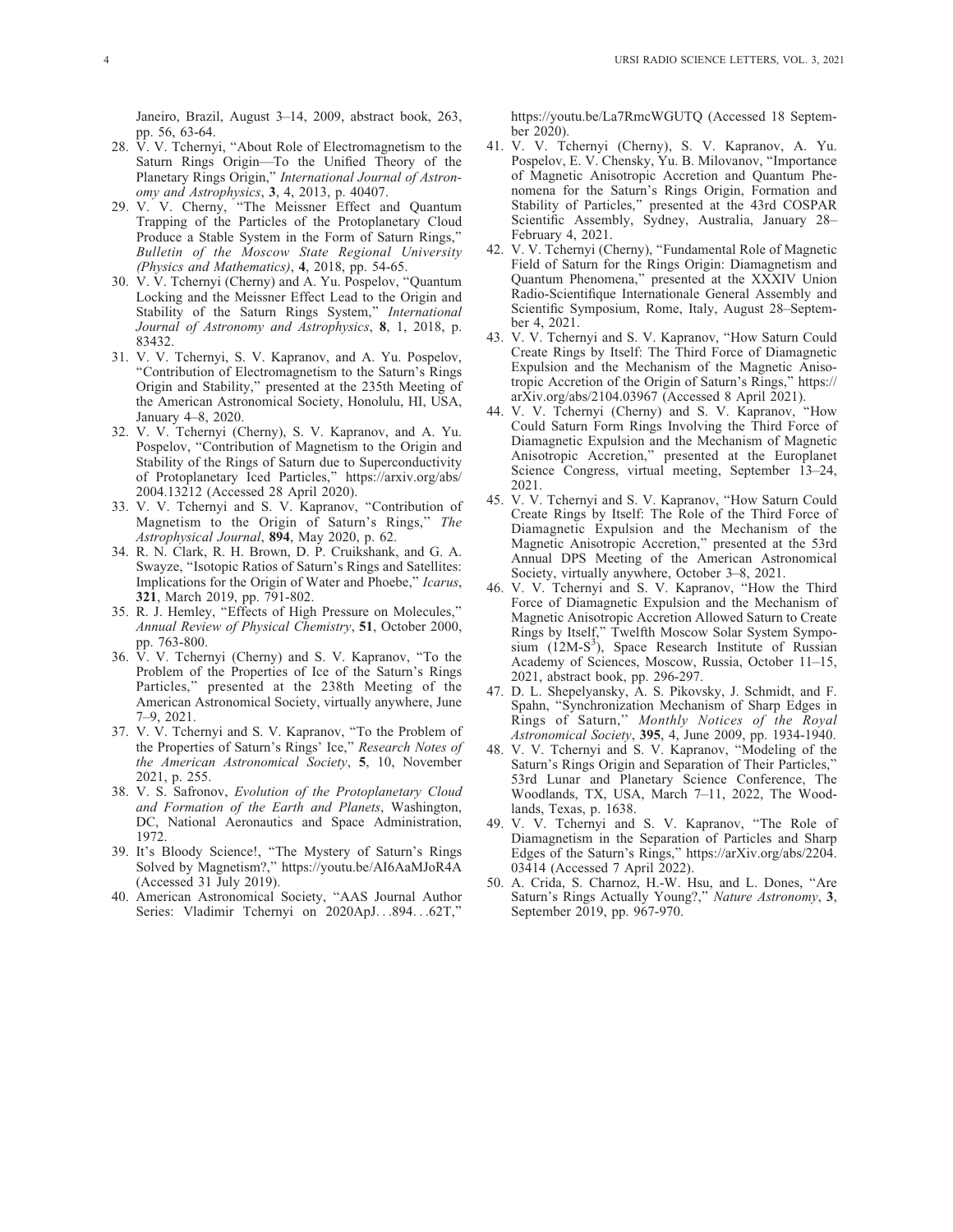Janeiro, Brazil, August 3–14, 2009, abstract book, 263, pp. 56, 63-64.

28. V. V. Tchernyi, "About Role of Electromagnetism to the Saturn Rings Origin—To the Unified Theory of the Planetary Rings Origin," *International Journal of Astronomy and Astrophysics*, **3**, 4, 2013, p. 40407.
29. V. V. Cherny, "The Meissner Effect and Quantum Trapping of the Particles of the Protoplanetary Cloud Produce a Stable System in the Form of Saturn Rings," *Bulletin of the Moscow State Regional University (Physics and Mathematics)*, **4**, 2018, pp. 54-65.
30. V. V. Tchernyi (Cherny) and A. Yu. Pospelov, "Quantum Locking and the Meissner Effect Lead to the Origin and Stability of the Saturn Rings System," *International Journal of Astronomy and Astrophysics*, **8**, 1, 2018, p. 83432.
31. V. V. Tchernyi, S. V. Kapranov, and A. Yu. Pospelov, "Contribution of Electromagnetism to the Saturn's Rings Origin and Stability," presented at the 235th Meeting of the American Astronomical Society, Honolulu, HI, USA, January 4–8, 2020.
32. V. V. Tchernyi (Cherny), S. V. Kapranov, and A. Yu. Pospelov, "Contribution of Magnetism to the Origin and Stability of the Rings of Saturn due to Superconductivity of Protoplanetary Iced Particles," https://arxiv.org/abs/2004.13212 (Accessed 28 April 2020).
33. V. V. Tchernyi and S. V. Kapranov, "Contribution of Magnetism to the Origin of Saturn's Rings," *The Astrophysical Journal*, **894**, May 2020, p. 62.
34. R. N. Clark, R. H. Brown, D. P. Cruikshank, and G. A. Swayze, "Isotopic Ratios of Saturn's Rings and Satellites: Implications for the Origin of Water and Phoebe," *Icarus*, **321**, March 2019, pp. 791-802.
35. R. J. Hemley, "Effects of High Pressure on Molecules," *Annual Review of Physical Chemistry*, **51**, October 2000, pp. 763-800.
36. V. V. Tchernyi (Cherny) and S. V. Kapranov, "To the Problem of the Properties of Ice of the Saturn's Rings Particles," presented at the 238th Meeting of the American Astronomical Society, virtually anywhere, June 7–9, 2021.
37. V. V. Tchernyi and S. V. Kapranov, "To the Problem of the Properties of Saturn's Rings' Ice," *Research Notes of the American Astronomical Society*, **5**, 10, November 2021, p. 255.
38. V. S. Safronov, *Evolution of the Protoplanetary Cloud and Formation of the Earth and Planets*, Washington, DC, National Aeronautics and Space Administration, 1972.
39. It's Bloody Science!, "The Mystery of Saturn's Rings Solved by Magnetism?," https://youtu.be/AI6AaMJoR4A (Accessed 31 July 2019).
40. American Astronomical Society, "AAS Journal Author Series: Vladimir Tchernyi on 2020ApJ...894...62T," https://youtu.be/La7RmcWGUTQ (Accessed 18 September 2020).
41. V. V. Tchernyi (Cherny), S. V. Kapranov, A. Yu. Pospelov, E. V. Chensky, Yu. B. Milovanov, "Importance of Magnetic Anisotropic Accretion and Quantum Phenomena for the Saturn's Rings Origin, Formation and Stability of Particles," presented at the 43rd COSPAR Scientific Assembly, Sydney, Australia, January 28–February 4, 2021.
42. V. V. Tchernyi (Cherny), "Fundamental Role of Magnetic Field of Saturn for the Rings Origin: Diamagnetism and Quantum Phenomena," presented at the XXXIV Union Radio-Scientifique Internationale General Assembly and Scientific Symposium, Rome, Italy, August 28–September 4, 2021.
43. V. V. Tchernyi and S. V. Kapranov, "How Saturn Could Create Rings by Itself: The Third Force of Diamagnetic Expulsion and the Mechanism of the Magnetic Anisotropic Accretion of the Origin of Saturn's Rings," https://arXiv.org/abs/2104.03967 (Accessed 8 April 2021).
44. V. V. Tchernyi (Cherny) and S. V. Kapranov, "How Could Saturn Form Rings Involving the Third Force of Diamagnetic Expulsion and the Mechanism of Magnetic Anisotropic Accretion," presented at the Europlanet Science Congress, virtual meeting, September 13–24, 2021.
45. V. V. Tchernyi and S. V. Kapranov, "How Saturn Could Create Rings by Itself: The Role of the Third Force of Diamagnetic Expulsion and the Mechanism of the Magnetic Anisotropic Accretion," presented at the 53rd Annual DPS Meeting of the American Astronomical Society, virtually anywhere, October 3–8, 2021.
46. V. V. Tchernyi and S. V. Kapranov, "How the Third Force of Diamagnetic Expulsion and the Mechanism of Magnetic Anisotropic Accretion Allowed Saturn to Create Rings by Itself," Twelfth Moscow Solar System Symposium ($12M\text{-}S^3$), Space Research Institute of Russian Academy of Sciences, Moscow, Russia, October 11–15, 2021, abstract book, pp. 296-297.
47. D. L. Shepelyansky, A. S. Pikovsky, J. Schmidt, and F. Spahn, "Synchronization Mechanism of Sharp Edges in Rings of Saturn," *Monthly Notices of the Royal Astronomical Society*, **395**, 4, June 2009, pp. 1934-1940.
48. V. V. Tchernyi and S. V. Kapranov, "Modeling of the Saturn's Rings Origin and Separation of Their Particles," 53rd Lunar and Planetary Science Conference, The Woodlands, TX, USA, March 7–11, 2022, The Woodlands, Texas, p. 1638.
49. V. V. Tchernyi and S. V. Kapranov, "The Role of Diamagnetism in the Separation of Particles and Sharp Edges of the Saturn's Rings," https://arXiv.org/abs/2204.03414 (Accessed 7 April 2022).
50. A. Crida, S. Charnoz, H.-W. Hsu, and L. Dones, "Are Saturn's Rings Actually Young?," *Nature Astronomy*, **3**, September 2019, pp. 967-970.